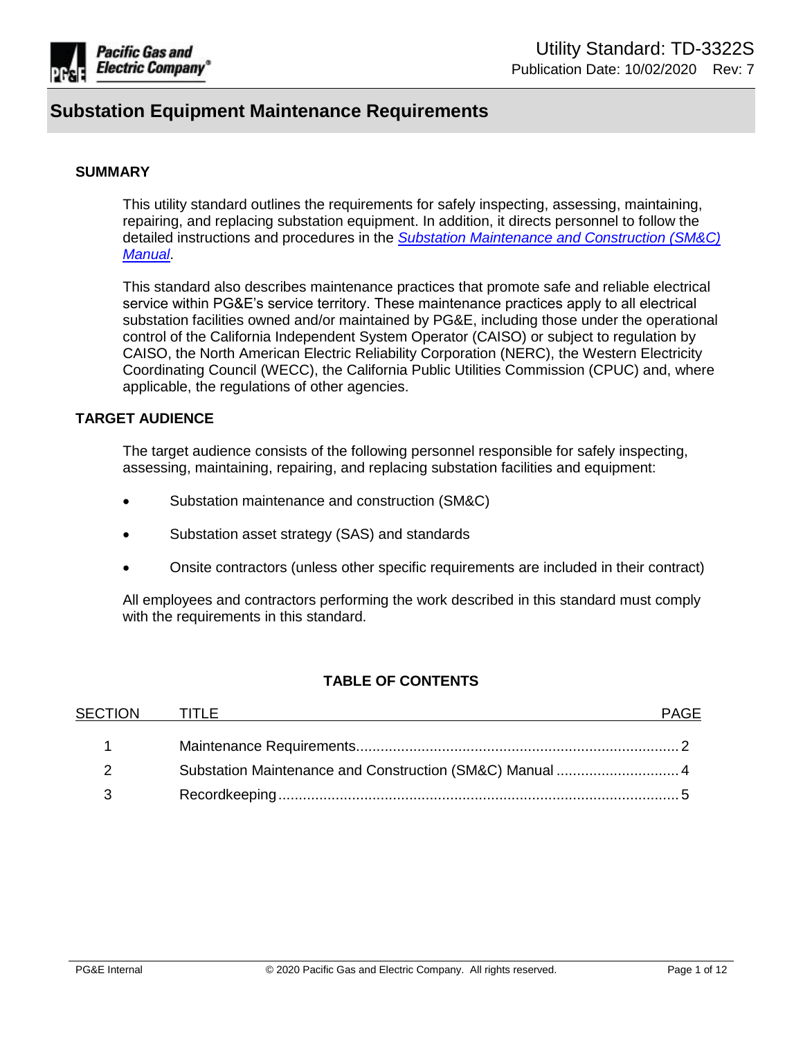Utility Standard: TD-3322S
Publication Date: 10/02/2020 Rev: 7

# Substation Equipment Maintenance Requirements

## SUMMARY

This utility standard outlines the requirements for safely inspecting, assessing, maintaining, repairing, and replacing substation equipment. In addition, it directs personnel to follow the detailed instructions and procedures in the *Substation Maintenance and Construction (SM&C) Manual*.

This standard also describes maintenance practices that promote safe and reliable electrical service within PG&E's service territory. These maintenance practices apply to all electrical substation facilities owned and/or maintained by PG&E, including those under the operational control of the California Independent System Operator (CAISO) or subject to regulation by CAISO, the North American Electric Reliability Corporation (NERC), the Western Electricity Coordinating Council (WECC), the California Public Utilities Commission (CPUC) and, where applicable, the regulations of other agencies.

## TARGET AUDIENCE

The target audience consists of the following personnel responsible for safely inspecting, assessing, maintaining, repairing, and replacing substation facilities and equipment:

- Substation maintenance and construction (SM&C)
- Substation asset strategy (SAS) and standards
- Onsite contractors (unless other specific requirements are included in their contract)

All employees and contractors performing the work described in this standard must comply with the requirements in this standard.

## TABLE OF CONTENTS

| SECTION | TITLE | PAGE |
|---|---|---|
| 1 | Maintenance Requirements | 2 |
| 2 | Substation Maintenance and Construction (SM&C) Manual | 4 |
| 3 | Recordkeeping | 5 |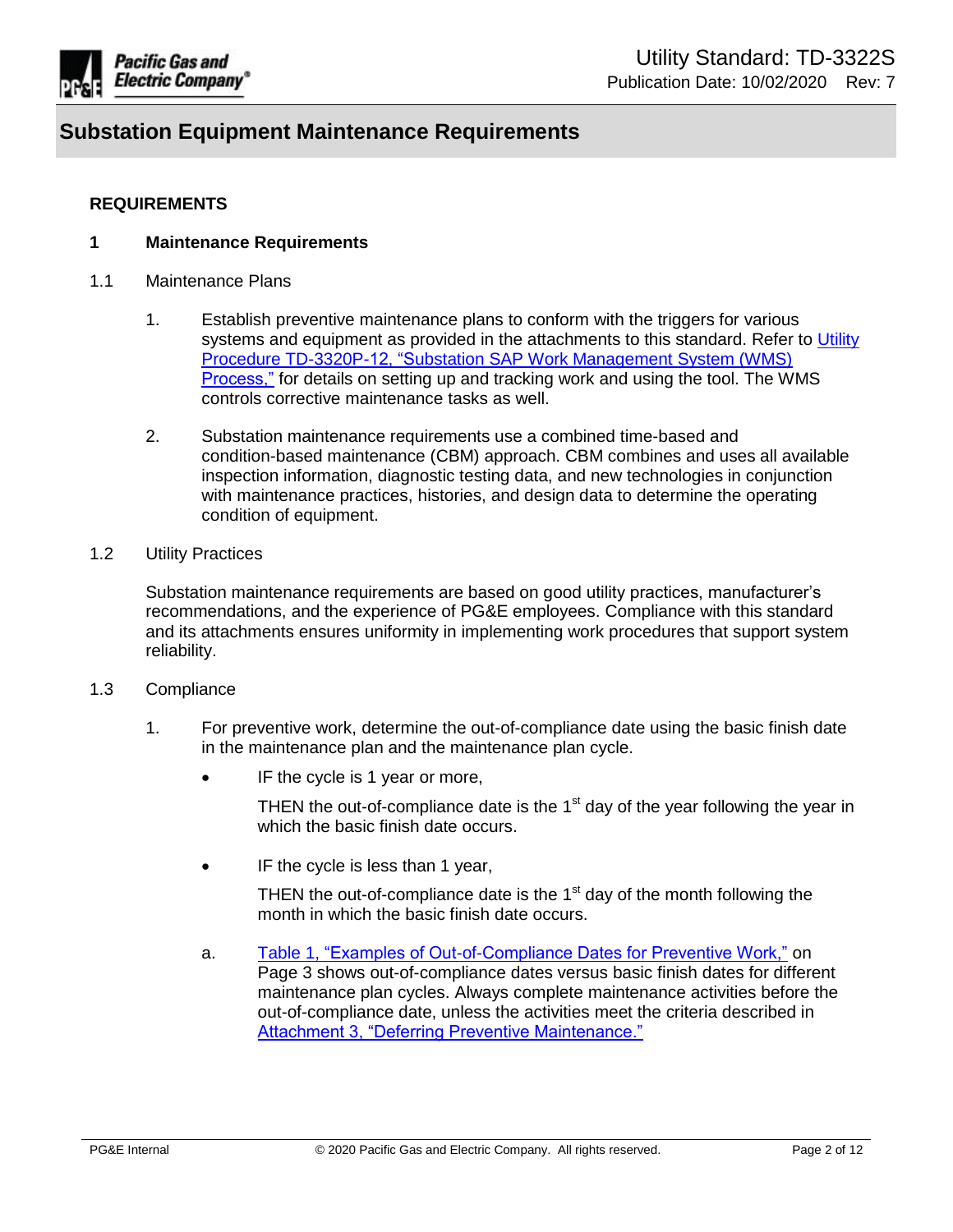## REQUIREMENTS

### 1 Maintenance Requirements

1.1 Maintenance Plans

1. Establish preventive maintenance plans to conform with the triggers for various systems and equipment as provided in the attachments to this standard. Refer to Utility Procedure TD-3320P-12, "Substation SAP Work Management System (WMS) Process," for details on setting up and tracking work and using the tool. The WMS controls corrective maintenance tasks as well.

2. Substation maintenance requirements use a combined time-based and condition-based maintenance (CBM) approach. CBM combines and uses all available inspection information, diagnostic testing data, and new technologies in conjunction with maintenance practices, histories, and design data to determine the operating condition of equipment.

1.2 Utility Practices

Substation maintenance requirements are based on good utility practices, manufacturer's recommendations, and the experience of PG&E employees. Compliance with this standard and its attachments ensures uniformity in implementing work procedures that support system reliability.

1.3 Compliance

1. For preventive work, determine the out-of-compliance date using the basic finish date in the maintenance plan and the maintenance plan cycle.

   - IF the cycle is 1 year or more,

     THEN the out-of-compliance date is the 1st day of the year following the year in which the basic finish date occurs.

   - IF the cycle is less than 1 year,

     THEN the out-of-compliance date is the 1st day of the month following the month in which the basic finish date occurs.

   a. Table 1, "Examples of Out-of-Compliance Dates for Preventive Work," on Page 3 shows out-of-compliance dates versus basic finish dates for different maintenance plan cycles. Always complete maintenance activities before the out-of-compliance date, unless the activities meet the criteria described in Attachment 3, "Deferring Preventive Maintenance."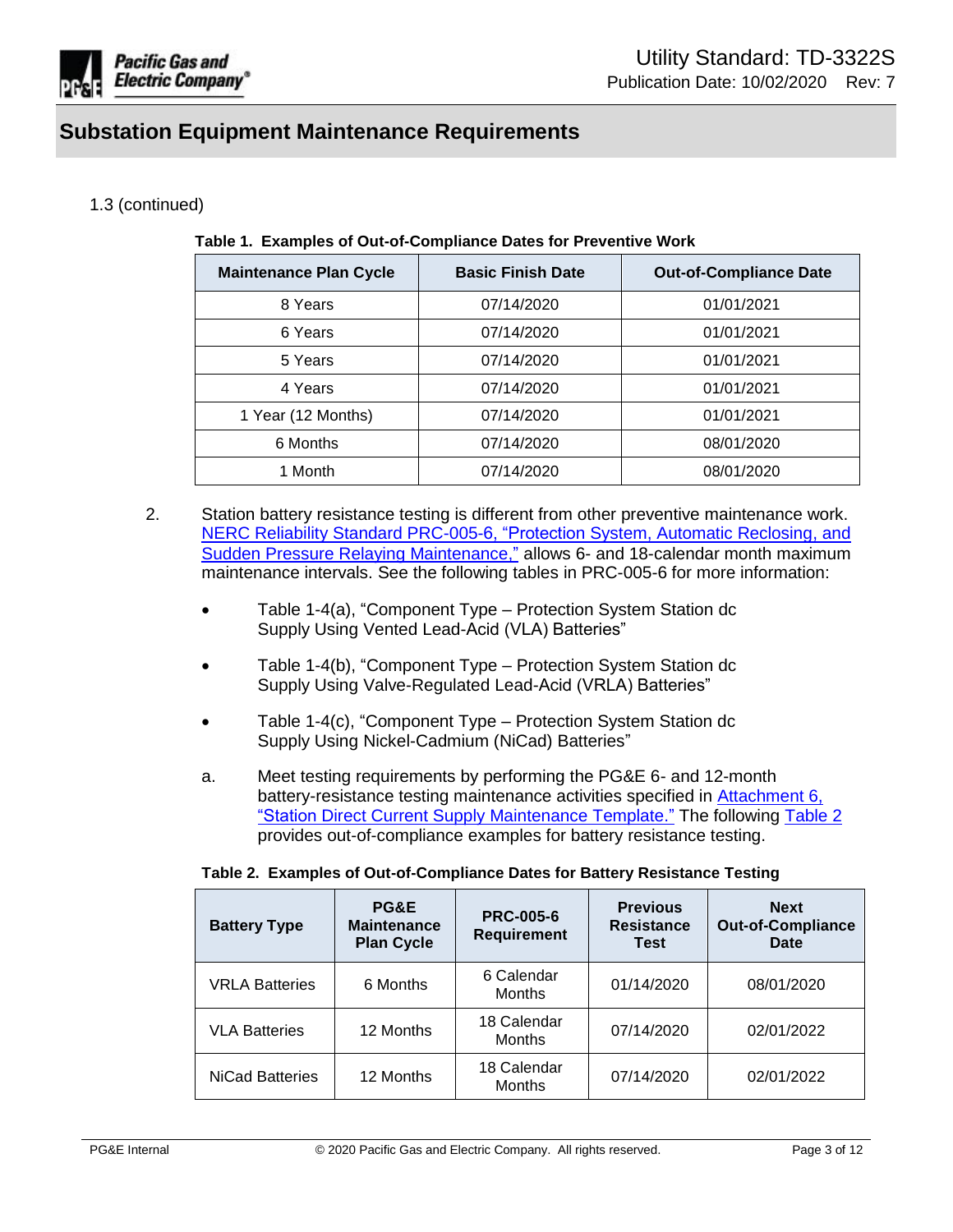1.3 (continued)

**Table 1. Examples of Out-of-Compliance Dates for Preventive Work**

| Maintenance Plan Cycle | Basic Finish Date | Out-of-Compliance Date |
|---|---|---|
| 8 Years | 07/14/2020 | 01/01/2021 |
| 6 Years | 07/14/2020 | 01/01/2021 |
| 5 Years | 07/14/2020 | 01/01/2021 |
| 4 Years | 07/14/2020 | 01/01/2021 |
| 1 Year (12 Months) | 07/14/2020 | 01/01/2021 |
| 6 Months | 07/14/2020 | 08/01/2020 |
| 1 Month | 07/14/2020 | 08/01/2020 |

2. Station battery resistance testing is different from other preventive maintenance work. NERC Reliability Standard PRC-005-6, "Protection System, Automatic Reclosing, and Sudden Pressure Relaying Maintenance," allows 6- and 18-calendar month maximum maintenance intervals. See the following tables in PRC-005-6 for more information:

   - Table 1-4(a), "Component Type – Protection System Station dc Supply Using Vented Lead-Acid (VLA) Batteries"
   - Table 1-4(b), "Component Type – Protection System Station dc Supply Using Valve-Regulated Lead-Acid (VRLA) Batteries"
   - Table 1-4(c), "Component Type – Protection System Station dc Supply Using Nickel-Cadmium (NiCad) Batteries"

   a. Meet testing requirements by performing the PG&E 6- and 12-month battery-resistance testing maintenance activities specified in Attachment 6, "Station Direct Current Supply Maintenance Template." The following Table 2 provides out-of-compliance examples for battery resistance testing.

**Table 2. Examples of Out-of-Compliance Dates for Battery Resistance Testing**

| Battery Type | PG&E Maintenance Plan Cycle | PRC-005-6 Requirement | Previous Resistance Test | Next Out-of-Compliance Date |
|---|---|---|---|---|
| VRLA Batteries | 6 Months | 6 Calendar Months | 01/14/2020 | 08/01/2020 |
| VLA Batteries | 12 Months | 18 Calendar Months | 07/14/2020 | 02/01/2022 |
| NiCad Batteries | 12 Months | 18 Calendar Months | 07/14/2020 | 02/01/2022 |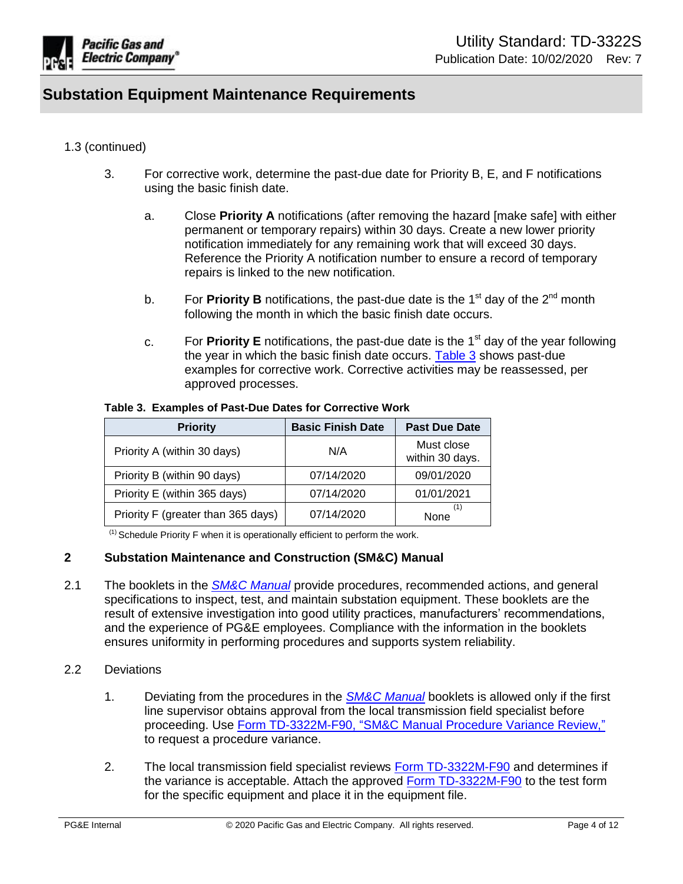1.3 (continued)

3. For corrective work, determine the past-due date for Priority B, E, and F notifications using the basic finish date.

   a. Close **Priority A** notifications (after removing the hazard [make safe] with either permanent or temporary repairs) within 30 days. Create a new lower priority notification immediately for any remaining work that will exceed 30 days. Reference the Priority A notification number to ensure a record of temporary repairs is linked to the new notification.

   b. For **Priority B** notifications, the past-due date is the 1st day of the 2nd month following the month in which the basic finish date occurs.

   c. For **Priority E** notifications, the past-due date is the 1st day of the year following the year in which the basic finish date occurs. Table 3 shows past-due examples for corrective work. Corrective activities may be reassessed, per approved processes.

**Table 3. Examples of Past-Due Dates for Corrective Work**

| Priority | Basic Finish Date | Past Due Date |
|---|---|---|
| Priority A (within 30 days) | N/A | Must close within 30 days. |
| Priority B (within 90 days) | 07/14/2020 | 09/01/2020 |
| Priority E (within 365 days) | 07/14/2020 | 01/01/2021 |
| Priority F (greater than 365 days) | 07/14/2020 | None (1) |

(1) Schedule Priority F when it is operationally efficient to perform the work.

## 2 Substation Maintenance and Construction (SM&C) Manual

2.1 The booklets in the *SM&C Manual* provide procedures, recommended actions, and general specifications to inspect, test, and maintain substation equipment. These booklets are the result of extensive investigation into good utility practices, manufacturers' recommendations, and the experience of PG&E employees. Compliance with the information in the booklets ensures uniformity in performing procedures and supports system reliability.

2.2 Deviations

1. Deviating from the procedures in the *SM&C Manual* booklets is allowed only if the first line supervisor obtains approval from the local transmission field specialist before proceeding. Use Form TD-3322M-F90, "SM&C Manual Procedure Variance Review," to request a procedure variance.

2. The local transmission field specialist reviews Form TD-3322M-F90 and determines if the variance is acceptable. Attach the approved Form TD-3322M-F90 to the test form for the specific equipment and place it in the equipment file.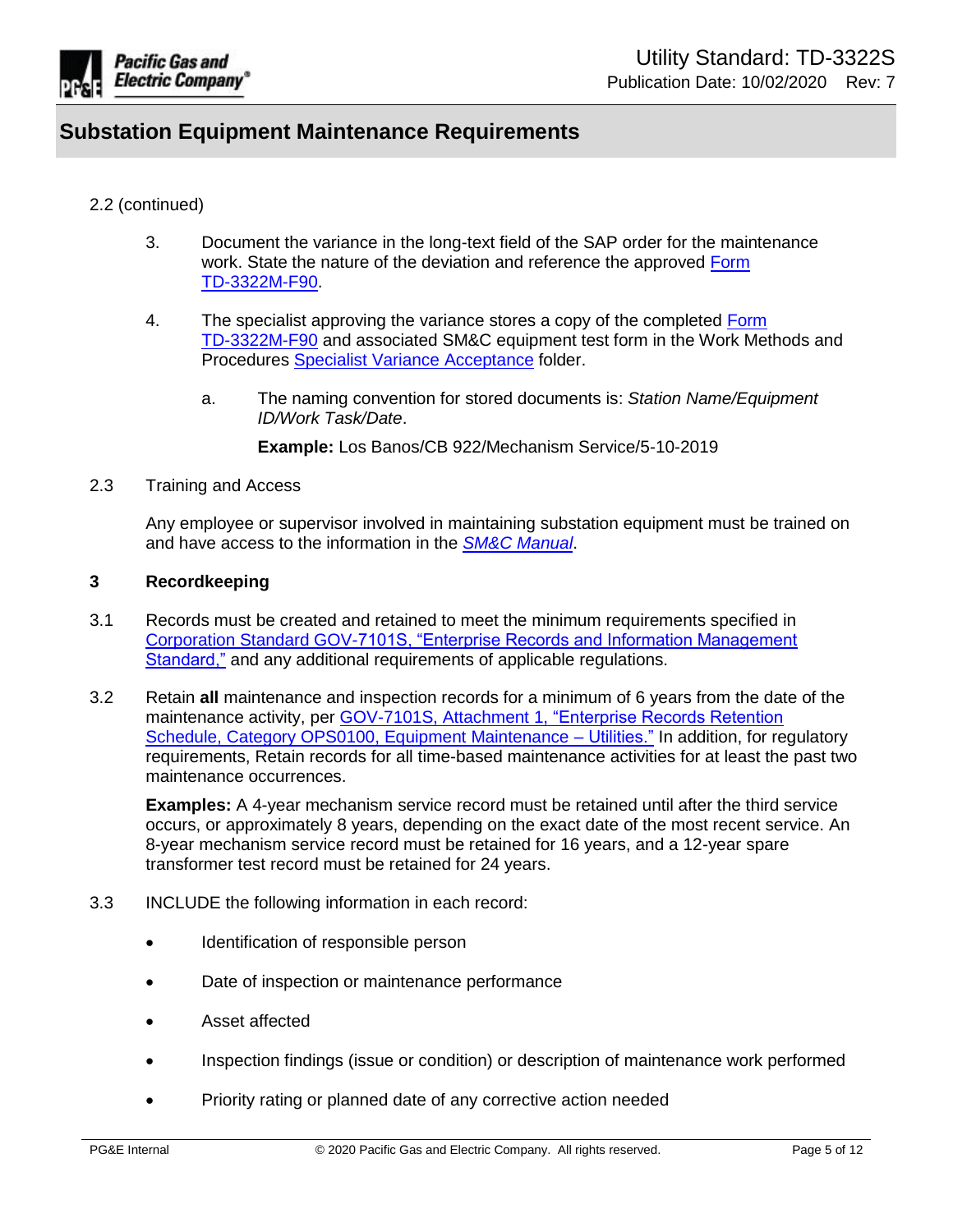2.2 (continued)

3. Document the variance in the long-text field of the SAP order for the maintenance work. State the nature of the deviation and reference the approved Form TD-3322M-F90.

4. The specialist approving the variance stores a copy of the completed Form TD-3322M-F90 and associated SM&C equipment test form in the Work Methods and Procedures Specialist Variance Acceptance folder.

   a. The naming convention for stored documents is: *Station Name/Equipment ID/Work Task/Date*.

      **Example:** Los Banos/CB 922/Mechanism Service/5-10-2019

2.3 Training and Access

Any employee or supervisor involved in maintaining substation equipment must be trained on and have access to the information in the *SM&C Manual*.

## 3 Recordkeeping

3.1 Records must be created and retained to meet the minimum requirements specified in Corporation Standard GOV-7101S, "Enterprise Records and Information Management Standard," and any additional requirements of applicable regulations.

3.2 Retain **all** maintenance and inspection records for a minimum of 6 years from the date of the maintenance activity, per GOV-7101S, Attachment 1, "Enterprise Records Retention Schedule, Category OPS0100, Equipment Maintenance – Utilities." In addition, for regulatory requirements, Retain records for all time-based maintenance activities for at least the past two maintenance occurrences.

**Examples:** A 4-year mechanism service record must be retained until after the third service occurs, or approximately 8 years, depending on the exact date of the most recent service. An 8-year mechanism service record must be retained for 16 years, and a 12-year spare transformer test record must be retained for 24 years.

3.3 INCLUDE the following information in each record:

- Identification of responsible person
- Date of inspection or maintenance performance
- Asset affected
- Inspection findings (issue or condition) or description of maintenance work performed
- Priority rating or planned date of any corrective action needed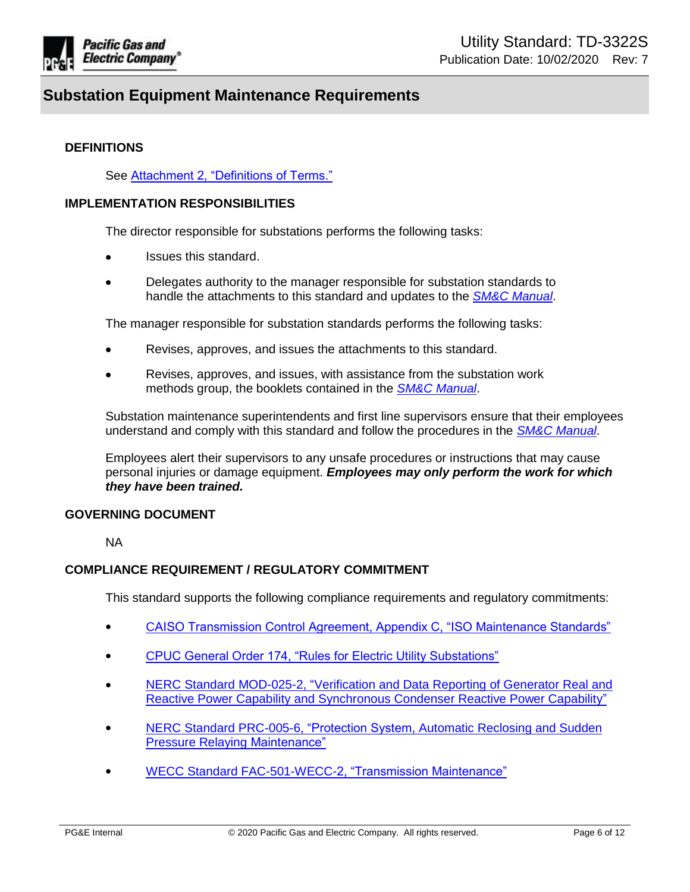## DEFINITIONS

See Attachment 2, "Definitions of Terms."

## IMPLEMENTATION RESPONSIBILITIES

The director responsible for substations performs the following tasks:

- Issues this standard.
- Delegates authority to the manager responsible for substation standards to handle the attachments to this standard and updates to the *SM&C Manual*.

The manager responsible for substation standards performs the following tasks:

- Revises, approves, and issues the attachments to this standard.
- Revises, approves, and issues, with assistance from the substation work methods group, the booklets contained in the *SM&C Manual*.

Substation maintenance superintendents and first line supervisors ensure that their employees understand and comply with this standard and follow the procedures in the *SM&C Manual*.

Employees alert their supervisors to any unsafe procedures or instructions that may cause personal injuries or damage equipment. ***Employees may only perform the work for which they have been trained.***

## GOVERNING DOCUMENT

NA

## COMPLIANCE REQUIREMENT / REGULATORY COMMITMENT

This standard supports the following compliance requirements and regulatory commitments:

- CAISO Transmission Control Agreement, Appendix C, "ISO Maintenance Standards"
- CPUC General Order 174, "Rules for Electric Utility Substations"
- NERC Standard MOD-025-2, "Verification and Data Reporting of Generator Real and Reactive Power Capability and Synchronous Condenser Reactive Power Capability"
- NERC Standard PRC-005-6, "Protection System, Automatic Reclosing and Sudden Pressure Relaying Maintenance"
- WECC Standard FAC-501-WECC-2, "Transmission Maintenance"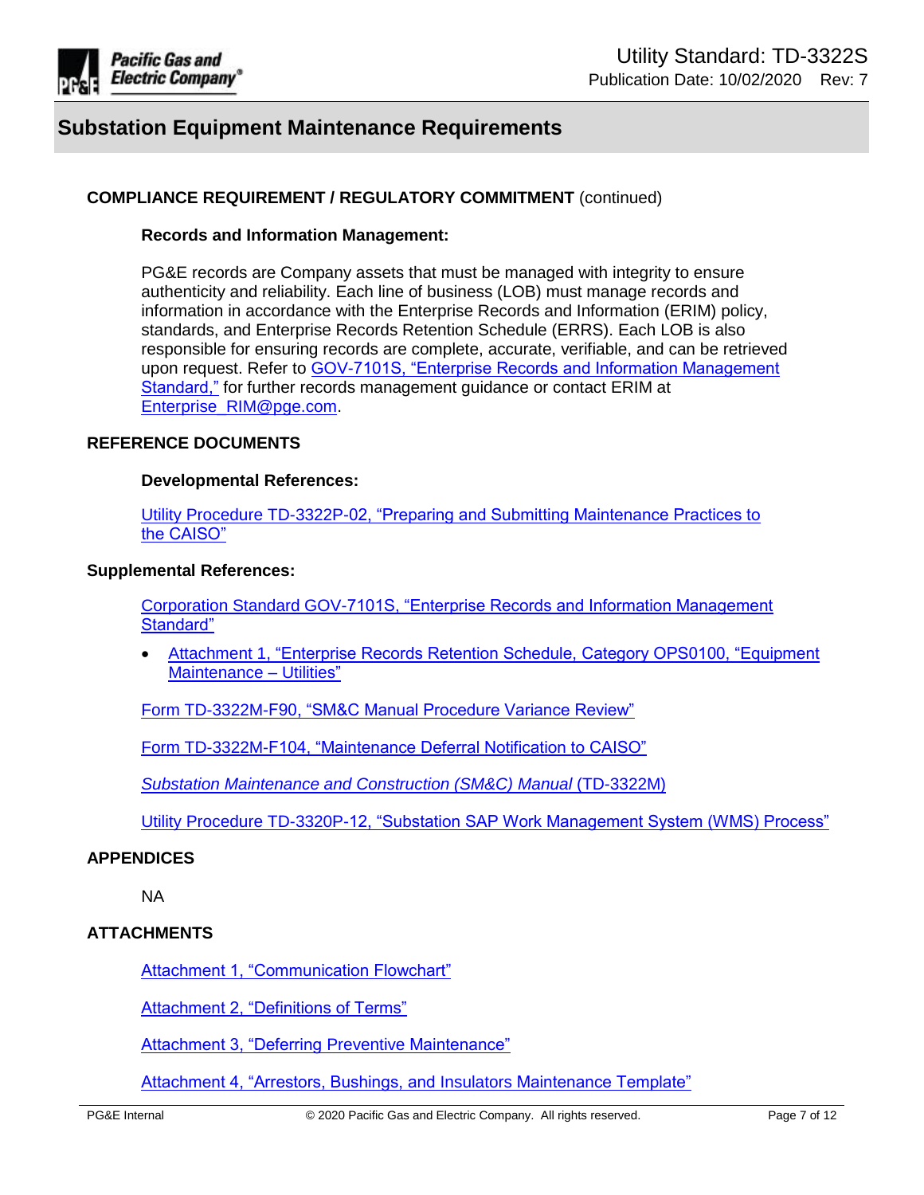## COMPLIANCE REQUIREMENT / REGULATORY COMMITMENT (continued)

### Records and Information Management:

PG&E records are Company assets that must be managed with integrity to ensure authenticity and reliability. Each line of business (LOB) must manage records and information in accordance with the Enterprise Records and Information (ERIM) policy, standards, and Enterprise Records Retention Schedule (ERRS). Each LOB is also responsible for ensuring records are complete, accurate, verifiable, and can be retrieved upon request. Refer to GOV-7101S, "Enterprise Records and Information Management Standard," for further records management guidance or contact ERIM at Enterprise_RIM@pge.com.

## REFERENCE DOCUMENTS

### Developmental References:

Utility Procedure TD-3322P-02, "Preparing and Submitting Maintenance Practices to the CAISO"

### Supplemental References:

Corporation Standard GOV-7101S, "Enterprise Records and Information Management Standard"

- Attachment 1, "Enterprise Records Retention Schedule, Category OPS0100, "Equipment Maintenance – Utilities"

Form TD-3322M-F90, "SM&C Manual Procedure Variance Review"

Form TD-3322M-F104, "Maintenance Deferral Notification to CAISO"

*Substation Maintenance and Construction (SM&C) Manual* (TD-3322M)

Utility Procedure TD-3320P-12, "Substation SAP Work Management System (WMS) Process"

## APPENDICES

NA

## ATTACHMENTS

Attachment 1, "Communication Flowchart"

Attachment 2, "Definitions of Terms"

Attachment 3, "Deferring Preventive Maintenance"

Attachment 4, "Arrestors, Bushings, and Insulators Maintenance Template"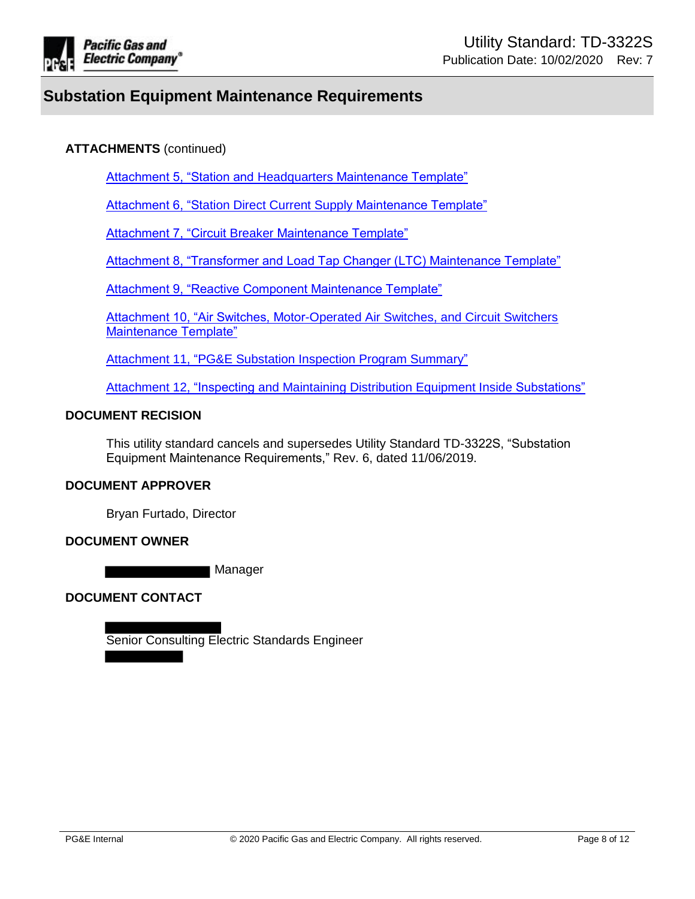## ATTACHMENTS (continued)

Attachment 5, "Station and Headquarters Maintenance Template"

Attachment 6, "Station Direct Current Supply Maintenance Template"

Attachment 7, "Circuit Breaker Maintenance Template"

Attachment 8, "Transformer and Load Tap Changer (LTC) Maintenance Template"

Attachment 9, "Reactive Component Maintenance Template"

Attachment 10, "Air Switches, Motor-Operated Air Switches, and Circuit Switchers Maintenance Template"

Attachment 11, "PG&E Substation Inspection Program Summary"

Attachment 12, "Inspecting and Maintaining Distribution Equipment Inside Substations"

## DOCUMENT RECISION

This utility standard cancels and supersedes Utility Standard TD-3322S, "Substation Equipment Maintenance Requirements," Rev. 6, dated 11/06/2019.

## DOCUMENT APPROVER

Bryan Furtado, Director

## DOCUMENT OWNER

Manager

## DOCUMENT CONTACT

Senior Consulting Electric Standards Engineer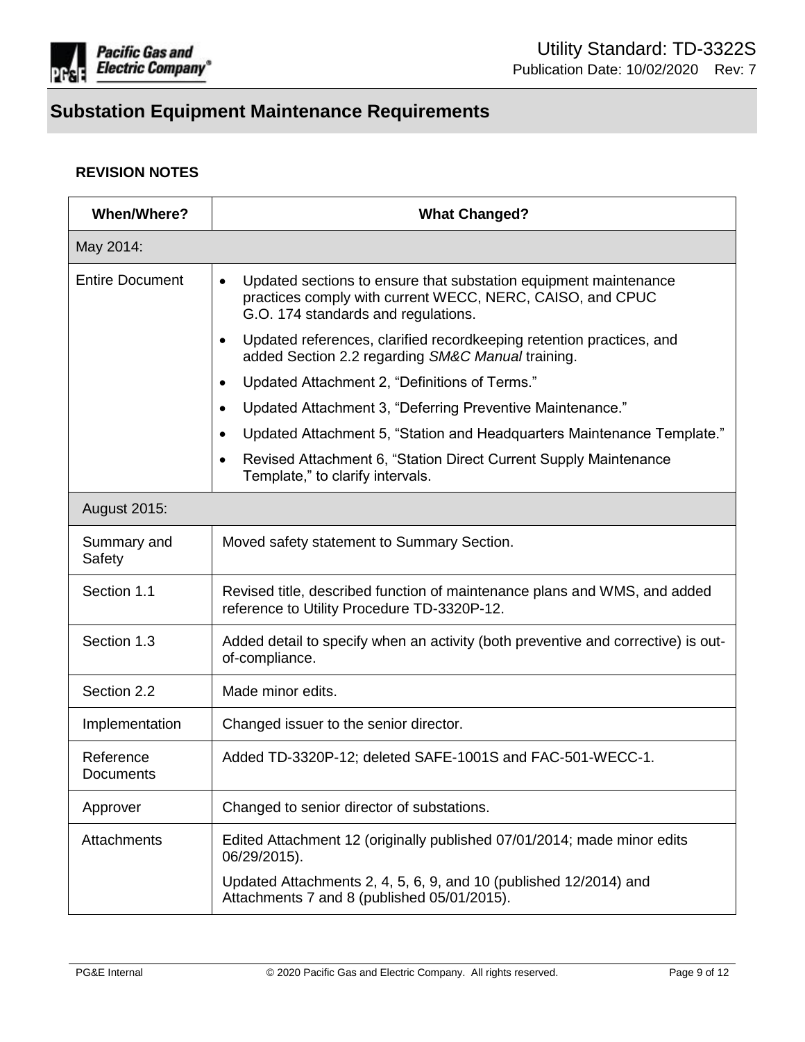## Substation Equipment Maintenance Requirements

### REVISION NOTES

| When/Where? | What Changed? |
|---|---|
| May 2014: | |
| Entire Document | • Updated sections to ensure that substation equipment maintenance practices comply with current WECC, NERC, CAISO, and CPUC G.O. 174 standards and regulations.<br>• Updated references, clarified recordkeeping retention practices, and added Section 2.2 regarding *SM&C Manual* training.<br>• Updated Attachment 2, "Definitions of Terms."<br>• Updated Attachment 3, "Deferring Preventive Maintenance."<br>• Updated Attachment 5, "Station and Headquarters Maintenance Template."<br>• Revised Attachment 6, "Station Direct Current Supply Maintenance Template," to clarify intervals. |
| August 2015: | |
| Summary and Safety | Moved safety statement to Summary Section. |
| Section 1.1 | Revised title, described function of maintenance plans and WMS, and added reference to Utility Procedure TD-3320P-12. |
| Section 1.3 | Added detail to specify when an activity (both preventive and corrective) is out-of-compliance. |
| Section 2.2 | Made minor edits. |
| Implementation | Changed issuer to the senior director. |
| Reference Documents | Added TD-3320P-12; deleted SAFE-1001S and FAC-501-WECC-1. |
| Approver | Changed to senior director of substations. |
| Attachments | Edited Attachment 12 (originally published 07/01/2014; made minor edits 06/29/2015).<br>Updated Attachments 2, 4, 5, 6, 9, and 10 (published 12/2014) and Attachments 7 and 8 (published 05/01/2015). |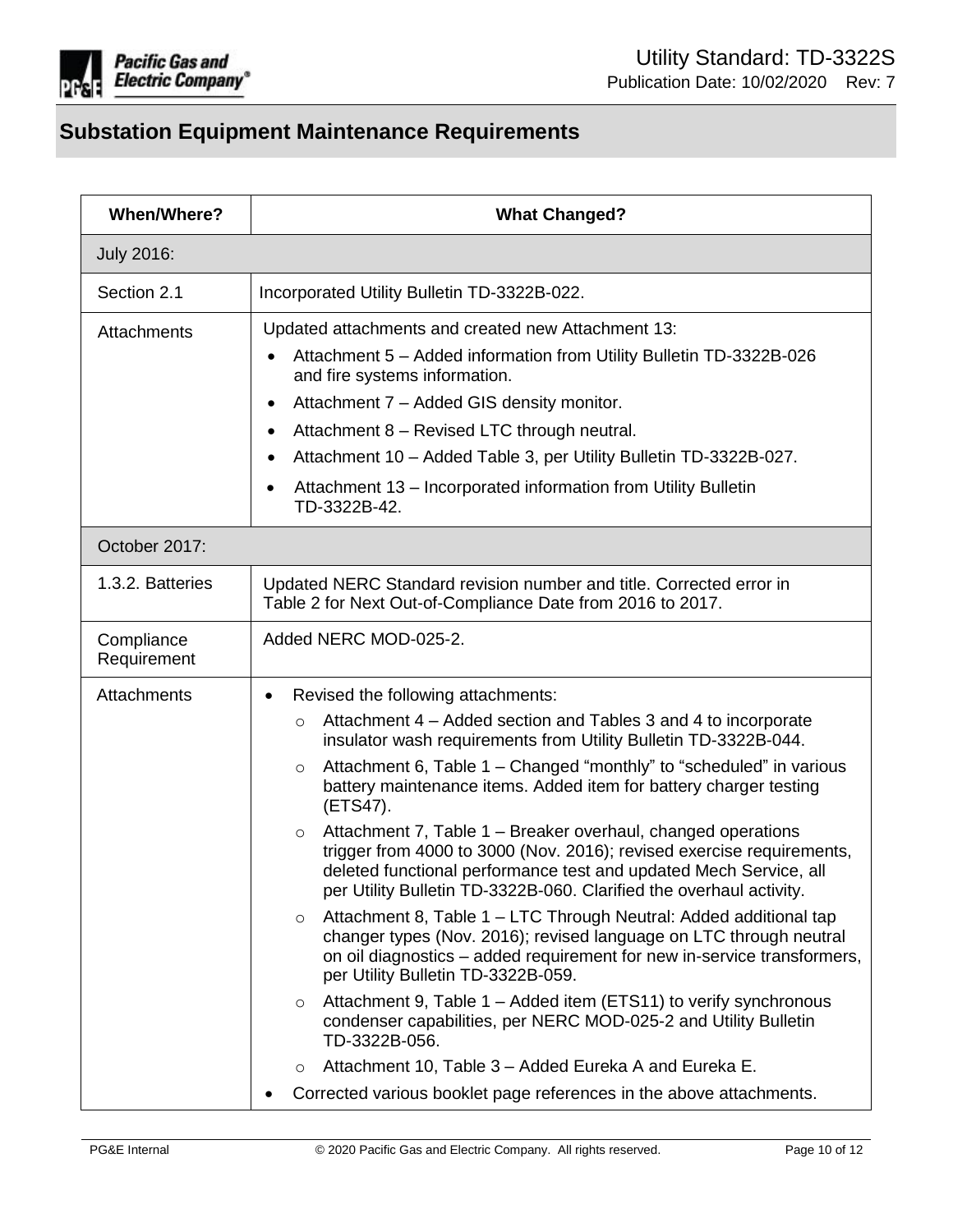# Substation Equipment Maintenance Requirements

| When/Where? | What Changed? |
|---|---|
| July 2016: | |
| Section 2.1 | Incorporated Utility Bulletin TD-3322B-022. |
| Attachments | Updated attachments and created new Attachment 13:<br>• Attachment 5 – Added information from Utility Bulletin TD-3322B-026 and fire systems information.<br>• Attachment 7 – Added GIS density monitor.<br>• Attachment 8 – Revised LTC through neutral.<br>• Attachment 10 – Added Table 3, per Utility Bulletin TD-3322B-027.<br>• Attachment 13 – Incorporated information from Utility Bulletin TD-3322B-42. |
| October 2017: | |
| 1.3.2. Batteries | Updated NERC Standard revision number and title. Corrected error in Table 2 for Next Out-of-Compliance Date from 2016 to 2017. |
| Compliance Requirement | Added NERC MOD-025-2. |
| Attachments | • Revised the following attachments:<br>○ Attachment 4 – Added section and Tables 3 and 4 to incorporate insulator wash requirements from Utility Bulletin TD-3322B-044.<br>○ Attachment 6, Table 1 – Changed "monthly" to "scheduled" in various battery maintenance items. Added item for battery charger testing (ETS47).<br>○ Attachment 7, Table 1 – Breaker overhaul, changed operations trigger from 4000 to 3000 (Nov. 2016); revised exercise requirements, deleted functional performance test and updated Mech Service, all per Utility Bulletin TD-3322B-060. Clarified the overhaul activity.<br>○ Attachment 8, Table 1 – LTC Through Neutral: Added additional tap changer types (Nov. 2016); revised language on LTC through neutral on oil diagnostics – added requirement for new in-service transformers, per Utility Bulletin TD-3322B-059.<br>○ Attachment 9, Table 1 – Added item (ETS11) to verify synchronous condenser capabilities, per NERC MOD-025-2 and Utility Bulletin TD-3322B-056.<br>○ Attachment 10, Table 3 – Added Eureka A and Eureka E.<br>• Corrected various booklet page references in the above attachments. |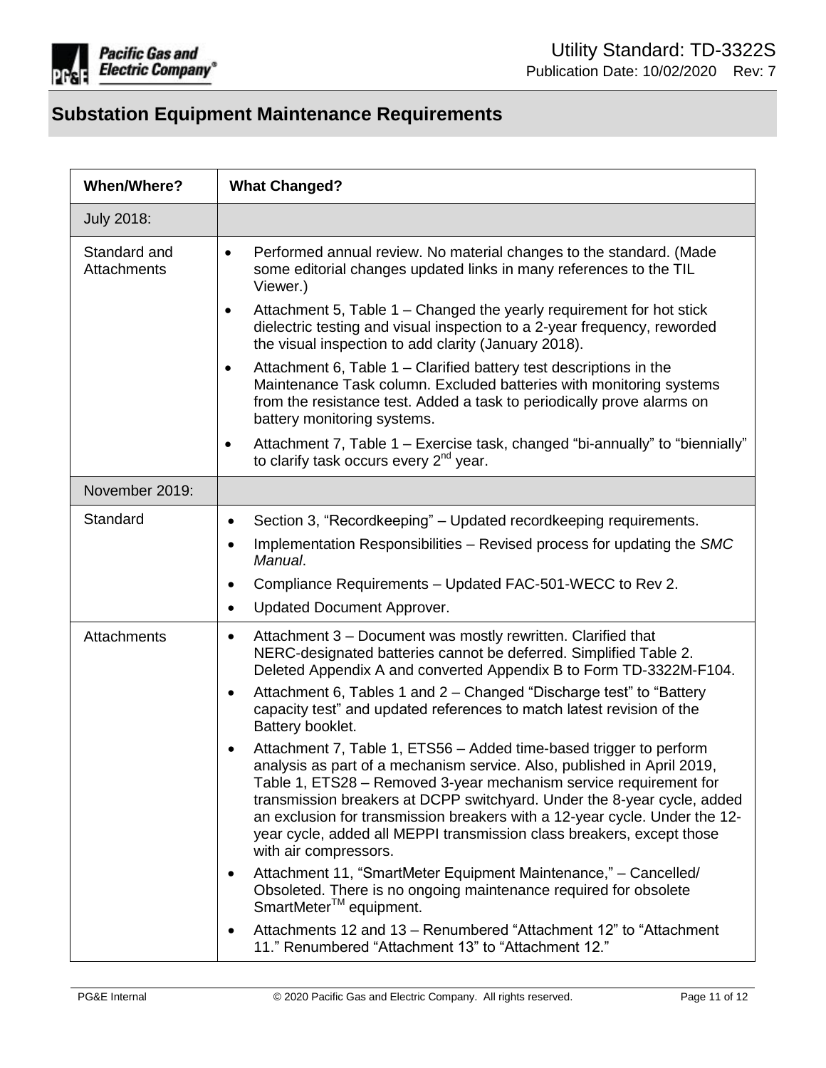## Substation Equipment Maintenance Requirements

| When/Where? | What Changed? |
|---|---|
| July 2018: | |
| Standard and Attachments | • Performed annual review. No material changes to the standard. (Made some editorial changes updated links in many references to the TIL Viewer.)<br>• Attachment 5, Table 1 – Changed the yearly requirement for hot stick dielectric testing and visual inspection to a 2-year frequency, reworded the visual inspection to add clarity (January 2018).<br>• Attachment 6, Table 1 – Clarified battery test descriptions in the Maintenance Task column. Excluded batteries with monitoring systems from the resistance test. Added a task to periodically prove alarms on battery monitoring systems.<br>• Attachment 7, Table 1 – Exercise task, changed "bi-annually" to "biennially" to clarify task occurs every 2nd year. |
| November 2019: | |
| Standard | • Section 3, "Recordkeeping" – Updated recordkeeping requirements.<br>• Implementation Responsibilities – Revised process for updating the *SMC Manual*.<br>• Compliance Requirements – Updated FAC-501-WECC to Rev 2.<br>• Updated Document Approver. |
| Attachments | • Attachment 3 – Document was mostly rewritten. Clarified that NERC-designated batteries cannot be deferred. Simplified Table 2. Deleted Appendix A and converted Appendix B to Form TD-3322M-F104.<br>• Attachment 6, Tables 1 and 2 – Changed "Discharge test" to "Battery capacity test" and updated references to match latest revision of the Battery booklet.<br>• Attachment 7, Table 1, ETS56 – Added time-based trigger to perform analysis as part of a mechanism service. Also, published in April 2019, Table 1, ETS28 – Removed 3-year mechanism service requirement for transmission breakers at DCPP switchyard. Under the 8-year cycle, added an exclusion for transmission breakers with a 12-year cycle. Under the 12-year cycle, added all MEPPI transmission class breakers, except those with air compressors.<br>• Attachment 11, "SmartMeter Equipment Maintenance," – Cancelled/ Obsoleted. There is no ongoing maintenance required for obsolete SmartMeter™ equipment.<br>• Attachments 12 and 13 – Renumbered "Attachment 12" to "Attachment 11." Renumbered "Attachment 13" to "Attachment 12." |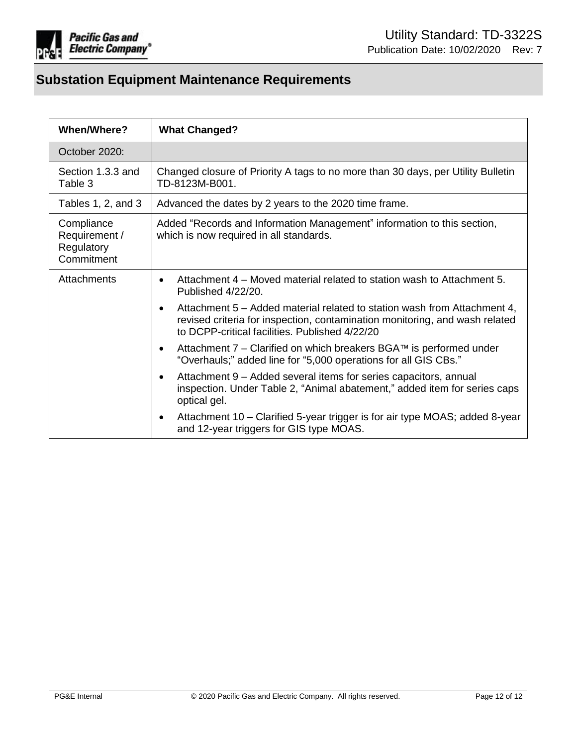| When/Where? | What Changed? |
| --- | --- |
| October 2020: | |
| Section 1.3.3 and Table 3 | Changed closure of Priority A tags to no more than 30 days, per Utility Bulletin TD-8123M-B001. |
| Tables 1, 2, and 3 | Advanced the dates by 2 years to the 2020 time frame. |
| Compliance Requirement / Regulatory Commitment | Added "Records and Information Management" information to this section, which is now required in all standards. |
| Attachments | • Attachment 4 – Moved material related to station wash to Attachment 5. Published 4/22/20.<br>• Attachment 5 – Added material related to station wash from Attachment 4, revised criteria for inspection, contamination monitoring, and wash related to DCPP-critical facilities. Published 4/22/20<br>• Attachment 7 – Clarified on which breakers BGA™ is performed under "Overhauls;" added line for "5,000 operations for all GIS CBs."<br>• Attachment 9 – Added several items for series capacitors, annual inspection. Under Table 2, "Animal abatement," added item for series caps optical gel.<br>• Attachment 10 – Clarified 5-year trigger is for air type MOAS; added 8-year and 12-year triggers for GIS type MOAS. |